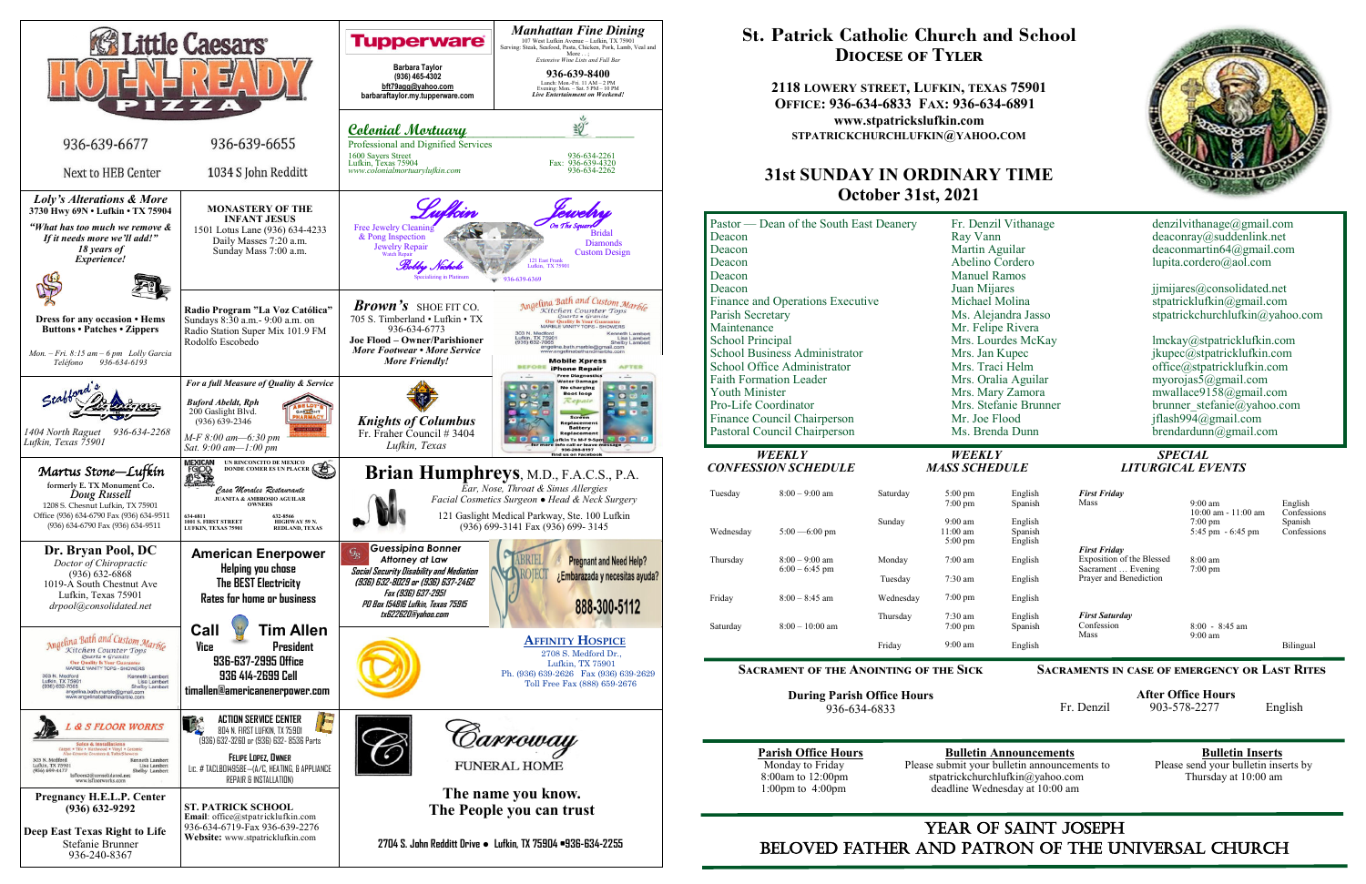# St. Patrick Catholic Church and School

## Diocese of Tyler

**2118 Lowery Street, Lufkin, Texas 75901**
**Office: 936-634-6833 Fax: 936-634-6891**
**www.stpatrickslufkin.com**
**stpatrickchurchlufkin@yahoo.com**

## 31st SUNDAY IN ORDINARY TIME
## October 31st, 2021

| | | |
|---|---|---|
| Pastor — Dean of the South East Deanery | Fr. Denzil Vithanage | denzilvithanage@gmail.com |
| Deacon | Ray Vann | deaconray@suddenlink.net |
| Deacon | Martin Aguilar | deaconmartin64@gmail.com |
| Deacon | Abelino Cordero | lupita.cordero@aol.com |
| Deacon | Manuel Ramos | |
| Deacon | Juan Mijares | jjmijares@consolidated.net |
| Finance and Operations Executive | Michael Molina | stpatricklufkin@gmail.com |
| Parish Secretary | Ms. Alejandra Jasso | stpatrickchurchlufkin@yahoo.com |
| Maintenance | Mr. Felipe Rivera | |
| School Principal | Mrs. Lourdes McKay | lmckay@stpatricklufkin.com |
| School Business Administrator | Mrs. Jan Kupec | jkupec@stpatricklufkin.com |
| School Office Administrator | Mrs. Traci Helm | office@stpatricklufkin.com |
| Faith Formation Leader | Mrs. Oralia Aguilar | myorojas5@gmail.com |
| Youth Minister | Mrs. Mary Zamora | mwallace9158@gmail.com |
| Pro-Life Coordinator | Mrs. Stefanie Brunner | brunner_stefanie@yahoo.com |
| Finance Council Chairperson | Mr. Joe Flood | jflash994@gmail.com |
| Pastoral Council Chairperson | Ms. Brenda Dunn | brendardunn@gmail.com |

### *Weekly Confession Schedule*

| | |
|---|---|
| Tuesday | 8:00 – 9:00 am |
| Wednesday | 5:00 —6:00 pm |
| Thursday | 8:00 – 9:00 am<br>6:00 – 6:45 pm |
| Friday | 8:00 – 8:45 am |
| Saturday | 8:00 – 10:00 am |

### *Weekly Mass Schedule*

| | | |
|---|---|---|
| Saturday | 5:00 pm<br>7:00 pm | English<br>Spanish |
| Sunday | 9:00 am<br>11:00 am<br>5:00 pm | English<br>Spanish<br>English |
| Monday | 7:00 am | English |
| Tuesday | 7:30 am | English |
| Wednesday | 7:00 pm | English |
| Thursday | 7:30 am<br>7:00 pm | English<br>Spanish |
| Friday | 9:00 am | English |

### *Special Liturgical Events*

| | | |
|---|---|---|
| ***First Friday*** Mass | 9:00 am<br>10:00 am - 11:00 am<br>7:00 pm<br>5:45 pm - 6:45 pm | English<br>Confessions<br>Spanish<br>Confessions |
| ***First Friday*** Exposition of the Blessed Sacrament … Evening Prayer and Benediction | 8:00 am<br>7:00 pm | |
| ***First Saturday*** Confession<br>Mass | 8:00 - 8:45 am<br>9:00 am | Bilingual |

**Sacrament of the Anointing of the Sick**

During Parish Office Hours
936-634-6833

**Sacraments in case of emergency or Last Rites**

After Office Hours
Fr. Denzil 903-578-2277 English

**Parish Office Hours**
Monday to Friday
8:00am to 12:00pm
1:00pm to 4:00pm

**Bulletin Announcements**
Please submit your bulletin announcements to stpatrickchurchlufkin@yahoo.com
deadline Wednesday at 10:00 am

**Bulletin Inserts**
Please send your bulletin inserts by Thursday at 10:00 am

## YEAR OF SAINT JOSEPH
## BELOVED FATHER AND PATRON OF THE UNIVERSAL CHURCH

---

**Little Caesars HOT-N-READY PIZZA**
936-639-6677 — Next to HEB Center
936-639-6655 — 1034 S John Redditt

**Tupperware**
Barbara Taylor
(936) 465-4302
bft79agg@yahoo.com
barbarataylor.my.tupperware.com

***Manhattan Fine Dining***
107 West Lufkin Avenue – Lufkin, TX 75901
Serving: Steak, Seafood, Pasta, Chicken, Pork, Lamb, Veal and More . . .
Extensive Wine List and Full Bar
**936-639-8400**
Lunch: Mon.-Fri. 11 AM – 2 PM
Evening: Mon. – Sat. 5 PM – 10 PM
*Live Entertainment on Weekend!*

***Colonial Mortuary***
Professional and Dignified Services
1600 Sayers Street
Lufkin, Texas 75904
www.colonialmortuarylufkin.com
936-634-2261
Fax: 936-639-4320
936-634-2262

***Loly's Alterations & More***
3730 Hwy 69N • Lufkin • TX 75904
*"What has too much we remove & If it needs more we'll add!"*
*18 years of Experience!*
Dress for any occasion • Hems
Buttons • Patches • Zippers
Mon. – Fri. 8:15 am – 6 pm Lolly Garcia
Teléfono 936-634-6193

**MONASTERY OF THE INFANT JESUS**
1501 Lotus Lane (936) 634-4233
Daily Masses 7:20 a.m.
Sunday Mass 7:00 a.m.

**Lufkin Jewelry** — On The Square
Free Jewelry Cleaning & Prong Inspection
Jewelry Repair
Watch Repair
Bridal
Diamonds
Custom Design
Bobby Nichols
121 East Frank
Lufkin, TX 75901
Specializing in Platinum
936-639-6369

**Radio Program "La Voz Católica"**
Sundays 8:30 a.m.- 9:00 a.m. on
Radio Station Super Mix 101.9 FM
Rodolfo Escobedo

***Brown's*** SHOE FIT CO.
705 S. Timberland • Lufkin • TX
936-634-6773
**Joe Flood – Owner/Parishioner**
***More Footwear • More Service More Friendly!***

***Angelina Bath and Custom Marble***
Kitchen Counter Tops
Quartz • Granite
Our Quality Is Your Guarantee
MARBLE VANITY TOPS - SHOWERS
303 N. Medford
Lufkin, TX 75901
(936) 632-7065
Kenneth Lambert
Lisa Lambert
Shelby Lambert
angelina.bath.marble@gmail.com
www.angelinabathandmarble.com

**Mobile Xpress**
iPhone Repair
Free Diagnostics
Water Damage
No charging
Boot loop
Repair
Screen Replacement
Battery Replacement
Lufkin Tx M-F 9-5pm
No more bills call or leave message
936-208-8197
find us on Facebook

**Stafford's Pharmacy**
1404 North Raguet 936-634-2268
Lufkin, Texas 75901

***For a full Measure of Quality & Service***
*Buford Abeldt, Rph*
200 Gaslight Blvd.
(936) 639-2346
Abeldt's Gaslight Pharmacy
*M-F 8:00 am—6:30 pm*
*Sat. 9:00 am—1:00 pm*

***Knights of Columbus***
Fr. Fraher Council # 3404
*Lufkin, Texas*

***Martus Stone—Lufkin***
formerly E. TX Monument Co.
*Doug Russell*
1208 S. Chestnut Lufkin, TX 75901
Office (936) 634-6790 Fax (936) 634-9511
(936) 634-6790 Fax (936) 634-9511

**Mexican Food** — UN RINCONCITO DE MEXICO DONDE COMER ES UN PLACER
*Casa Morales Restaurante*
JUANITA & AMBROSIO AGUILAR
OWNERS
634-6811
1001 S. FIRST STREET
LUFKIN, TEXAS 75901
632-8566
HIGHWAY 59 N.
REDLAND, TEXAS

**Brian Humphreys**, M.D., F.A.C.S., P.A.
*Ear, Nose, Throat & Sinus Allergies*
*Facial Cosmetics Surgeon • Head & Neck Surgery*
121 Gaslight Medical Parkway, Ste. 100 Lufkin
(936) 699-3141 Fax (936) 699- 3145

**Dr. Bryan Pool, DC**
*Doctor of Chiropractic*
(936) 632-6868
1019-A South Chestnut Ave
Lufkin, Texas 75901
*drpool@consolidated.net*

**American Enerpower**
Helping you chose
The BEST Electricity
Rates for home or business

**Call Tim Allen**
Vice President
936-637-2995 Office
936 414-2699 Cell
timallen@americanenerpower.com

***Guessipina Bonner***
*Attorney at Law*
*Social Security Disability and Mediation*
*(936) 632-8025 or (936) 637-2462*
*Fax (936) 637-2951*
*PO Box 154816 Lufkin, Texas 75915*
*tx62262@yahoo.com*

**Gabriel Project**
Pregnant and Need Help?
¿Embarazada y necesitas ayuda?
888-300-5112

**Affinity Hospice**
2708 S. Medford Dr.,
Lufkin, TX 75901
Ph. (936) 639-2626 Fax (936) 639-2629
Toll Free Fax (888) 659-2676

***Angelina Bath and Custom Marble***
Kitchen Counter Tops
Quartz • Granite
Our Quality Is Your Guarantee
MARBLE VANITY TOPS - SHOWERS
303 N. Medford
Lufkin, TX 75901
(936) 632-7065
Kenneth Lambert
Lisa Lambert
Shelby Lambert
angelina.bath.marble@gmail.com
www.angelinabathandmarble.com

***L & S Floor Works***
Sales & Installation
Carpet • Tile • Hardwood • Vinyl • Ceramic
Also Cosmetic Counter & Table Showroom
303 N. Medford
Lufkin, TX 75901
(936) 699-4477
Kenneth Lambert
Lisa Lambert
Shelby Lambert
lsfloors@consolidated.net
www.lsfloorworks.com

**ACTION SERVICE CENTER**
804 N. FIRST LUFKIN, TX 75901
(936) 632-3260 or (936) 632- 8536 Parts
FELIPE LOPEZ, OWNER
Lic. # TACLB049658E—(A/C, HEATING, & APPLIANCE REPAIR & INSTALLATION)

***Carroway***
FUNERAL HOME
**The name you know.**
**The People you can trust**
2704 S. John Redditt Drive • Lufkin, TX 75904 •936-634-2255

**Pregnancy H.E.L.P. Center**
**(936) 632-9292**

**Deep East Texas Right to Life**
Stefanie Brunner
936-240-8367

**ST. PATRICK SCHOOL**
**Email**: office@stpatricklufkin.com
936-634-6719-Fax 936-639-2276
**Website:** www.stpatrickslufkin.com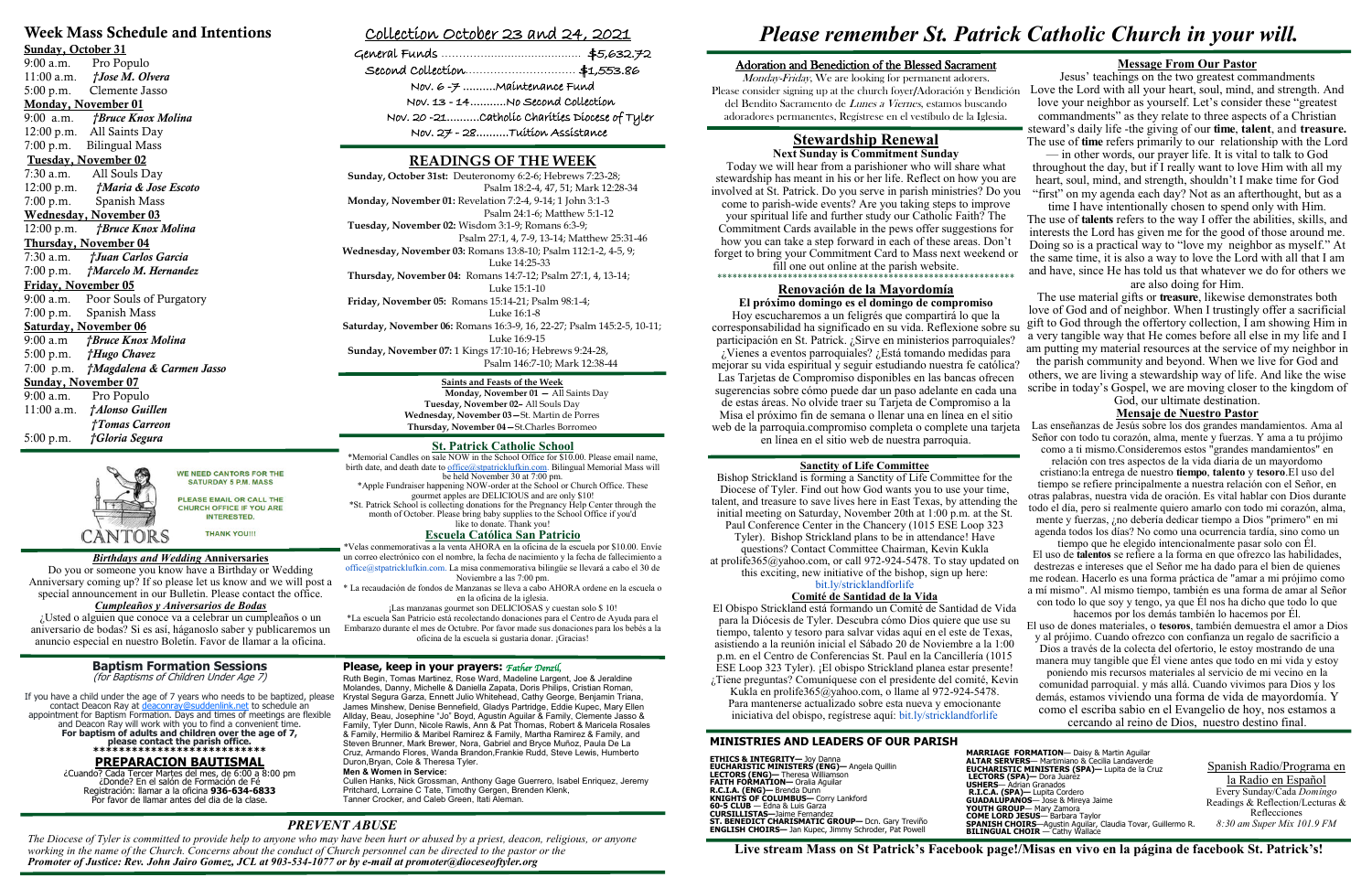# Week Mass Schedule and Intentions

**Sunday, October 31**
9:00 a.m. Pro Populo
11:00 a.m. *†Jose M. Olvera*
5:00 p.m. Clemente Jasso

**Monday, November 01**
9:00 a.m. *†Bruce Knox Molina*
12:00 p.m. All Saints Day
7:00 p.m. Bilingual Mass

**Tuesday, November 02**
7:30 a.m. All Souls Day
12:00 p.m. *†Maria & Jose Escoto*
7:00 p.m. Spanish Mass

**Wednesday, November 03**
12:00 p.m. *†Bruce Knox Molina*

**Thursday, November 04**
7:30 a.m. *†Juan Carlos Garcia*
7:00 p.m. *†Marcelo M. Hernandez*

**Friday, November 05**
9:00 a.m. Poor Souls of Purgatory
7:00 p.m. Spanish Mass

**Saturday, November 06**
9:00 a.m *†Bruce Knox Molina*
5:00 p.m. *†Hugo Chavez*
7:00 p.m. *†Magdalena & Carmen Jasso*

**Sunday, November 07**
9:00 a.m. Pro Populo
11:00 a.m. *†Alonso Guillen*
*†Tomas Carreon*
5:00 p.m. *†Gloria Segura*

CANTORS

WE NEED CANTORS FOR THE SATURDAY 5 P.M. MASS

PLEASE EMAIL OR CALL THE CHURCH OFFICE IF YOU ARE INTERESTED.

THANK YOU!!!

### *Birthdays and Wedding Anniversaries*

Do you or someone you know have a Birthday or Wedding Anniversary coming up? If so please let us know and we will post a special announcement in our Bulletin. Please contact the office.

### *Cumpleaños y Aniversarios de Bodas*

¿Usted o alguien que conoce va a celebrar un cumpleaños o un aniversario de bodas? Si es así, háganoslo saber y publicaremos un anuncio especial en nuestro Boletín. Favor de llamar a la oficina.

## Baptism Formation Sessions

*(for Baptisms of Children Under Age 7)*

If you have a child under the age of 7 years who needs to be baptized, please contact Deacon Ray at deaconray@suddenlink.net to schedule an appointment for Baptism Formation. Days and times of meetings are flexible and Deacon Ray will work with you to find a convenient time.
**For baptism of adults and children over the age of 7, please contact the parish office.**
**\*\*\*\*\*\*\*\*\*\*\*\*\*\*\*\*\*\*\*\*\*\*\*\*\*\*\*\*\***

## PREPARACION BAUTISMAL

¿Cuándo? Cada Tercer Martes del mes, de 6:00 a 8:00 pm
¿Donde? En el salón de Formación de Fé
Registración: llamar a la oficina **936-634-6833**
Por favor de llamar antes del dia de la clase.

## Collection October 23 and 24, 2021

General Funds .......................................... $5,632.72
Second Collection................................ $1,553.86
Nov. 6 -7 ..........Maintenance Fund
Nov. 13 - 14...........No Second Collection
Nov. 20 -21..........Catholic Charities Diocese of Tyler
Nov. 27 - 28..........Tuition Assistance

## READINGS OF THE WEEK

**Sunday, October 31st:** Deuteronomy 6:2-6; Hebrews 7:23-28; Psalm 18:2-4, 47, 51; Mark 12:28-34
**Monday, November 01:** Revelation 7:2-4, 9-14; 1 John 3:1-3 Psalm 24:1-6; Matthew 5:1-12
**Tuesday, November 02:** Wisdom 3:1-9; Romans 6:3-9; Psalm 27:1, 4, 7-9, 13-14; Matthew 25:31-46
**Wednesday, November 03:** Romans 13:8-10; Psalm 112:1-2, 4-5, 9; Luke 14:25-33
**Thursday, November 04:** Romans 14:7-12; Psalm 27:1, 4, 13-14; Luke 15:1-10
**Friday, November 05:** Romans 15:14-21; Psalm 98:1-4; Luke 16:1-8
**Saturday, November 06:** Romans 16:3-9, 16, 22-27; Psalm 145:2-5, 10-11; Luke 16:9-15
**Sunday, November 07:** 1 Kings 17:10-16; Hebrews 9:24-28, Psalm 146:7-10; Mark 12:38-44

**Saints and Feasts of the Week**
**Monday, November 01 —** All Saints Day
**Tuesday, November 02–** All Souls Day
**Wednesday, November 03 —**St. Martin de Porres
**Thursday, November 04 —**St.Charles Borromeo

## St. Patrick Catholic School

\*Memorial Candles on sale NOW in the School Office for $10.00. Please email name, birth date, and death date to office@stpatricklufkin.com. Bilingual Memorial Mass will be held November 30 at 7:00 pm.
\*Apple Fundraiser happening NOW-order at the School or Church Office. These gourmet apples are DELICIOUS and are only $10!
\*St. Patrick School is collecting donations for the Pregnancy Help Center through the month of October. Please bring baby supplies to the School Office if you'd like to donate. Thank you!

## Escuela Católica San Patricio

\*Velas conmemorativas a la venta AHORA en la oficina de la escuela por $10.00. Envíe un correo electrónico con el nombre, la fecha de nacimiento y la fecha de fallecimiento a office@stpatricklufkin.com. La misa conmemorativa bilingüe se llevará a cabo el 30 de Noviembre a las 7:00 pm.
\* La recaudación de fondos de Manzanas se lleva a cabo AHORA ordene en la escuela o en la oficina de la iglesia.
¡Las manzanas gourmet son DELICIOSAS y cuestan solo $ 10!
\*La escuela San Patricio está recolectando donaciones para el Centro de Ayuda para el Embarazo durante el mes de Octubre. Por favor made sus donaciones para los bebés a la oficina de la escuela si gustaria donar. ¡Gracias!

### Please, keep in your prayers: *Father Denzil,*

Ruth Begin, Tomas Martinez, Rose Ward, Madeline Largent, Joe & Jeraldine Molandes, Danny, Michelle & Daniella Zapata, Doris Philips, Cristian Roman, Krystal Segura Garza, Ennett Julio Whitehead, Cathy George, Benjamin Triana, James Minshew, Denise Bennefield, Gladys Partridge, Eddie Kupec, Mary Ellen Allday, Beau, Josephine "Jo" Boyd, Agustin Aguilar & Family, Clemente Jasso & Family, Tyler Dunn, Nicole Rawls, Ann & Pat Thomas, Robert & Maricela Rosales & Family, Hermilio & Maribel Ramirez & Family, Martha Ramirez & Family, and Steven Brunner, Mark Brewer, Nora, Gabriel and Bryce Muñoz, Paula De La Cruz, Armando Flores, Wanda Brandon,Frankie Rudd, Steve Lewis, Humberto Duron,Bryan, Cole & Theresa Tyler.
**Men & Women in Service:**
Cullen Hanks, Nick Grossman, Anthony Gage Guerrero, Isabel Enriquez, Jeremy Pritchard, Lorraine C Tate, Timothy Gergen, Brenden Klenk, Tanner Crocker, and Caleb Green, Itati Aleman.

# *Please remember St. Patrick Catholic Church in your will.*

### Adoration and Benedicition of the Blessed Sacrament

*Monday-Friday*, We are looking for permanent adorers. Please consider signing up at the church foyer/Adoración y Bendición del Bendito Sacramento de *Lunes a Viernes*, estamos buscando adoradores permanentes, Regístrese en el vestíbulo de la Iglesia.

## Stewardship Renewal

**Next Sunday is Commitment Sunday**

Today we will hear from a parishioner who will share what stewardship has meant in his or her life. Reflect on how you are involved at St. Patrick. Do you serve in parish ministries? Do you come to parish-wide events? Are you taking steps to improve your spiritual life and further study our Catholic Faith? The Commitment Cards available in the pews offer suggestions for how you can take a step forward in each of these areas. Don't forget to bring your Commitment Card to Mass next weekend or fill one out online at the parish website.

\*\*\*\*\*\*\*\*\*\*\*\*\*\*\*\*\*\*\*\*\*\*\*\*\*\*\*\*\*\*\*\*\*\*\*\*\*\*\*\*\*\*\*\*\*\*\*\*\*\*\*\*\*\*\*\*\*\*\*\*

## Renovación de la Mayordomía

**El próximo domingo es el domingo de compromiso**

Hoy escucharemos a un feligrés que compartirá lo que la corresponsabilidad ha significado en su vida. Reflexione sobre su participación en St. Patrick. ¿Sirve en ministerios parroquiales? ¿Vienes a eventos parroquiales? ¿Está tomando medidas para mejorar su vida espiritual y seguir estudiando nuestra fe católica? Las Tarjetas de Compromiso disponibles en las bancas ofrecen sugerencias sobre cómo puede dar un paso adelante en cada una de estas áreas. No olvide traer su Tarjeta de Compromiso a la Misa el próximo fin de semana o llenar una en línea en el sitio web de la parroquia.compromiso completa o complete una tarjeta en línea en el sitio web de nuestra parroquia.

### Sanctity of Life Committee

Bishop Strickland is forming a Sanctity of Life Committee for the Diocese of Tyler. Find out how God wants you to use your time, talent, and treasure to save lives here in East Texas, by attending the initial meeting on Saturday, November 20th at 1:00 p.m. at the St. Paul Conference Center in the Chancery (1015 ESE Loop 323 Tyler). Bishop Strickland plans to be in attendance! Have questions? Contact Committee Chairman, Kevin Kukla at prolife365@yahoo.com, or call 972-924-5478. To stay updated on this exciting, new initiative of the bishop, sign up here: bit.ly/stricklandforlife

### Comité de Santidad de la Vida

El Obispo Strickland está formando un Comité de Santidad de Vida para la Diócesis de Tyler. Descubra cómo Dios quiere que use su tiempo, talento y tesoro para salvar vidas aquí en el este de Texas, asistiendo a la reunión inicial el Sábado 20 de Noviembre a la 1:00 p.m. en el Centro de Conferencias St. Paul en la Cancillería (1015 ESE Loop 323 Tyler). ¡El obispo Strickland planea estar presente! ¿Tiene preguntas? Comuníquese con el presidente del comité, Kevin Kukla en prolife365@yahoo.com, o llame al 972-924-5478. Para mantenerse actualizado sobre esta nueva y emocionante iniciativa del obispo, regístrese aquí: bit.ly/stricklandforlife

## Message From Our Pastor

Jesus' teachings on the two greatest commandments Love the Lord with all your heart, soul, mind, and strength. And love your neighbor as yourself. Let's consider these "greatest commandments" as they relate to three aspects of a Christian steward's daily life -the giving of our **time**, **talent**, and **treasure.** The use of **time** refers primarily to our relationship with the Lord — in other words, our prayer life. It is vital to talk to God throughout the day, but if I really want to love Him with all my heart, soul, mind, and strength, shouldn't I make time for God "first" on my agenda each day? Not as an afterthought, but as a time I have intentionally chosen to spend only with Him. The use of **talents** refers to the way I offer the abilities, skills, and interests the Lord has given me for the good of those around me. Doing so is a practical way to "love my neighbor as myself." At the same time, it is also a way to love the Lord with all that I am and have, since He has told us that whatever we do for others we are also doing for Him.

The use material gifts or **treasure**, likewise demonstrates both love of God and of neighbor. When I trustingly offer a sacrificial gift to God through the offertory collection, I am showing Him in a very tangible way that He comes before all else in my life and I am putting my material resources at the service of my neighbor in the parish community and beyond. When we live for God and others, we are living a stewardship way of life. And like the wise scribe in today's Gospel, we are moving closer to the kingdom of God, our ultimate destination.

## Mensaje de Nuestro Pastor

Las enseñanzas de Jesús sobre los dos grandes mandamientos. Ama al Señor con todo tu corazón, alma, mente y fuerzas. Y ama a tu prójimo como a ti mismo.Consideremos estos "grandes mandamientos" en relación con tres aspectos de la vida diaria de un mayordomo cristiano:la entrega de nuestro **tiempo**, **talento** y **tesoro**.El uso del tiempo se refiere principalmente a nuestra relación con el Señor, en otras palabras, nuestra vida de oración. Es vital hablar con Dios durante todo el día, pero si realmente quiero amarlo con todo mi corazón, alma, mente y fuerzas, ¿no debería dedicar tiempo a Dios "primero" en mi agenda todos los días? No como una ocurrencia tardía, sino como un tiempo que he elegido intencionalmente pasar solo con Él.
El uso de **talentos** se refiere a la forma en que ofrezco las habilidades, destrezas e intereses que el Señor me ha dado para el bien de quienes me rodean. Hacerlo es una forma práctica de "amar a mi prójimo como a mí mismo". Al mismo tiempo, también es una forma de amar al Señor con todo lo que soy y tengo, ya que Él nos ha dicho que todo lo que hacemos por los demás también lo hacemos por Él.
El uso de dones materiales, o **tesoros**, también demuestra el amor a Dios y al prójimo. Cuando ofrezco con confianza un regalo de sacrificio a Dios a través de la colecta del ofertorio, le estoy mostrando de una manera muy tangible que Él viene antes que todo en mi vida y estoy poniendo mis recursos materiales al servicio de mi vecino en la comunidad parroquial. y más allá. Cuando vivimos para Dios y los demás, estamos viviendo una forma de vida de mayordomía. Y como el escriba sabio en el Evangelio de hoy, nos estamos a cercando al reino de Dios, nuestro destino final.

## MINISTRIES AND LEADERS OF OUR PARISH

**ETHICS & INTEGRITY—** Joy Danna
**EUCHARISTIC MINISTERS (ENG)—** Angela Quillin
**LECTORS (ENG)—** Theresa Williamson
**FAITH FORMATION—** Oralia Aguilar
**R.C.I.A. (ENG)—** Brenda Dunn
**KNIGHTS OF COLUMBUS—** Corry Lankford
**60-5 CLUB** — Edna & Luis Garza
**CURSILLISTAS—**Jaime Fernandez
**ST. BENEDICT CHARISMATIC GROUP—** Dcn. Gary Treviño
**ENGLISH CHOIRS—** Jan Kupec, Jimmy Schroder, Pat Powell
**MARRIAGE FORMATION**— Daisy & Martin Aguilar
**ALTAR SERVERS**— Martimiano & Cecilia Landaverde
**EUCHARISTIC MINISTERS (SPA)—** Lupita de la Cruz
**LECTORS (SPA)—** Dora Juarez
**USHERS**— Adrian Granados
**R.I.C.A. (SPA)—** Lupita Cordero
**GUADALUPANOS**— Jose & Mireya Jaime
**YOUTH GROUP**— Mary Zamora
**COME LORD JESUS**— Barbara Taylor
**SPANISH CHOIRS**—Agustin Aguilar, Claudia Tovar, Guillermo R.
**BILINGUAL CHOIR** —Cathy Wallace

Spanish Radio/Programa en la Radio en Español
Every Sunday/Cada *Domingo*
Readings & Reflection/Lecturas & Reflecciones
*8:30 am Super Mix 101.9 FM*

## *PREVENT ABUSE*

*The Diocese of Tyler is committed to provide help to anyone who may have been hurt or abused by a priest, deacon, religious, or anyone working in the name of the Church. Concerns about the conduct of Church personnel can be directed to the pastor or the*
***Promoter of Justice: Rev. John Jairo Gomez, JCL at 903-534-1077 or by e-mail at promoter@dioceseoftyler.org***

**Live stream Mass on St Patrick's Facebook page!/Misas en vivo en la página de facebook St. Patrick's!**